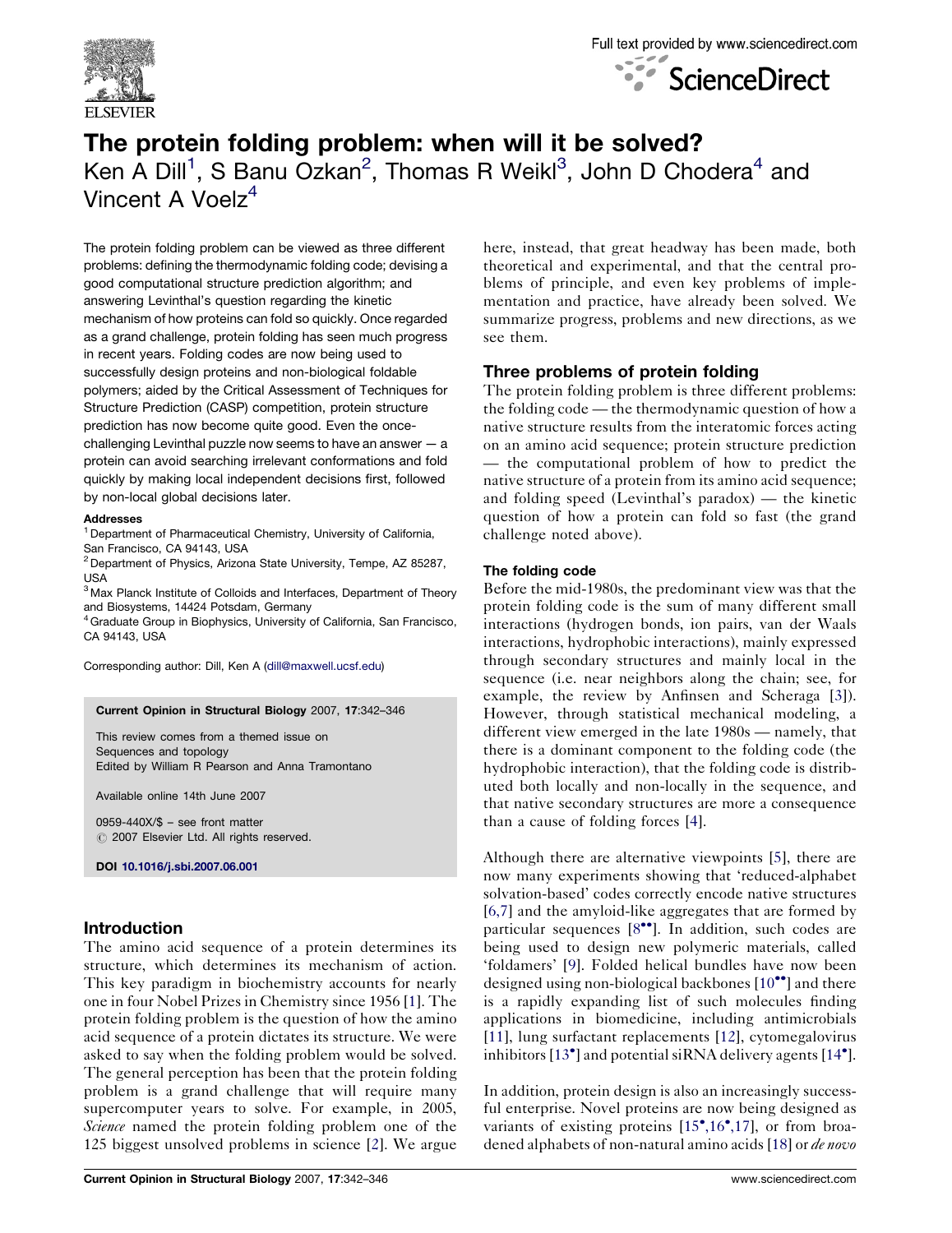# The protein folding problem: when will it be solved?

Ken A Dill[1], S Banu Ozkan[2], Thomas R Weikl[3], John D Chodera[4] and Vincent A Voelz[4]

The protein folding problem can be viewed as three different problems: defining the thermodynamic folding code; devising a good computational structure prediction algorithm; and answering Levinthal's question regarding the kinetic mechanism of how proteins can fold so quickly. Once regarded as a grand challenge, protein folding has seen much progress in recent years. Folding codes are now being used to successfully design proteins and non-biological foldable polymers; aided by the Critical Assessment of Techniques for Structure Prediction (CASP) competition, protein structure prediction has now become quite good. Even the once-challenging Levinthal puzzle now seems to have an answer — a protein can avoid searching irrelevant conformations and fold quickly by making local independent decisions first, followed by non-local global decisions later.

**Addresses**

[1] Department of Pharmaceutical Chemistry, University of California, San Francisco, CA 94143, USA
[2] Department of Physics, Arizona State University, Tempe, AZ 85287, USA
[3] Max Planck Institute of Colloids and Interfaces, Department of Theory and Biosystems, 14424 Potsdam, Germany
[4] Graduate Group in Biophysics, University of California, San Francisco, CA 94143, USA

Corresponding author: Dill, Ken A (dill@maxwell.ucsf.edu)

**Current Opinion in Structural Biology** 2007, **17**:342–346

This review comes from a themed issue on Sequences and topology
Edited by William R Pearson and Anna Tramontano

Available online 14th June 2007

0959-440X/$ – see front matter
© 2007 Elsevier Ltd. All rights reserved.

**DOI** 10.1016/j.sbi.2007.06.001

## Introduction

The amino acid sequence of a protein determines its structure, which determines its mechanism of action. This key paradigm in biochemistry accounts for nearly one in four Nobel Prizes in Chemistry since 1956 [1]. The protein folding problem is the question of how the amino acid sequence of a protein dictates its structure. We were asked to say when the folding problem would be solved. The general perception has been that the protein folding problem is a grand challenge that will require many supercomputer years to solve. For example, in 2005, *Science* named the protein folding problem one of the 125 biggest unsolved problems in science [2]. We argue here, instead, that great headway has been made, both theoretical and experimental, and that the central problems of principle, and even key problems of implementation and practice, have already been solved. We summarize progress, problems and new directions, as we see them.

## Three problems of protein folding

The protein folding problem is three different problems: the folding code — the thermodynamic question of how a native structure results from the interatomic forces acting on an amino acid sequence; protein structure prediction — the computational problem of how to predict the native structure of a protein from its amino acid sequence; and folding speed (Levinthal's paradox) — the kinetic question of how a protein can fold so fast (the grand challenge noted above).

### The folding code

Before the mid-1980s, the predominant view was that the protein folding code is the sum of many different small interactions (hydrogen bonds, ion pairs, van der Waals interactions, hydrophobic interactions), mainly expressed through secondary structures and mainly local in the sequence (i.e. near neighbors along the chain; see, for example, the review by Anfinsen and Scheraga [3]). However, through statistical mechanical modeling, a different view emerged in the late 1980s — namely, that there is a dominant component to the folding code (the hydrophobic interaction), that the folding code is distributed both locally and non-locally in the sequence, and that native secondary structures are more a consequence than a cause of folding forces [4].

Although there are alternative viewpoints [5], there are now many experiments showing that 'reduced-alphabet solvation-based' codes correctly encode native structures [6,7] and the amyloid-like aggregates that are formed by particular sequences [8••]. In addition, such codes are being used to design new polymeric materials, called 'foldamers' [9]. Folded helical bundles have now been designed using non-biological backbones [10••] and there is a rapidly expanding list of such molecules finding applications in biomedicine, including antimicrobials [11], lung surfactant replacements [12], cytomegalovirus inhibitors [13•] and potential siRNA delivery agents [14•].

In addition, protein design is also an increasingly successful enterprise. Novel proteins are now being designed as variants of existing proteins [15•,16•,17], or from broadened alphabets of non-natural amino acids [18] or *de novo*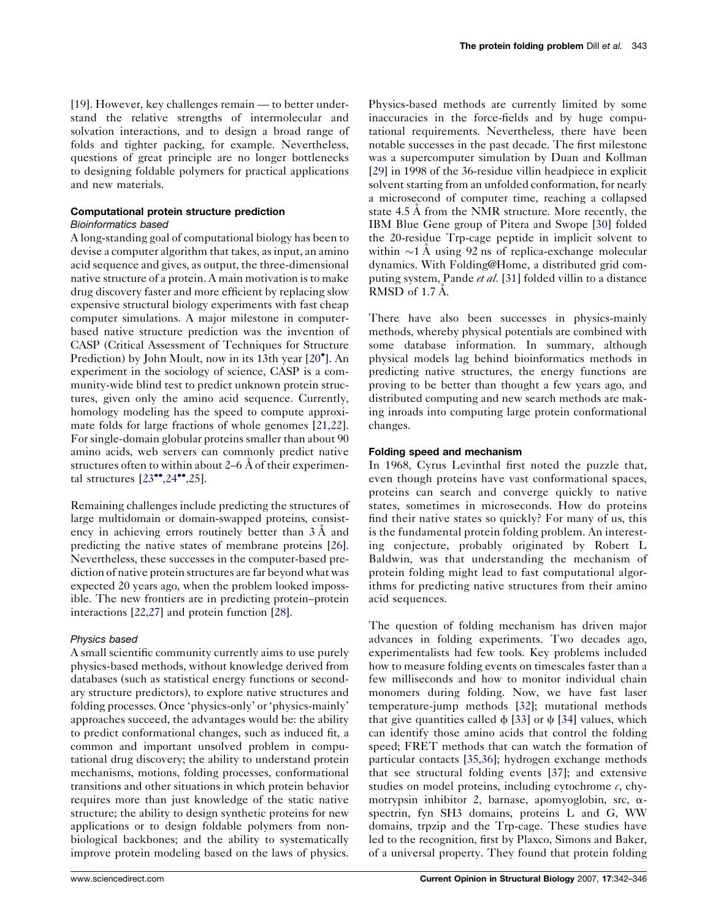[19]. However, key challenges remain — to better understand the relative strengths of intermolecular and solvation interactions, and to design a broad range of folds and tighter packing, for example. Nevertheless, questions of great principle are no longer bottlenecks to designing foldable polymers for practical applications and new materials.

## Computational protein structure prediction

### Bioinformatics based

A long-standing goal of computational biology has been to devise a computer algorithm that takes, as input, an amino acid sequence and gives, as output, the three-dimensional native structure of a protein. A main motivation is to make drug discovery faster and more efficient by replacing slow expensive structural biology experiments with fast cheap computer simulations. A major milestone in computer-based native structure prediction was the invention of CASP (Critical Assessment of Techniques for Structure Prediction) by John Moult, now in its 13th year [20•]. An experiment in the sociology of science, CASP is a community-wide blind test to predict unknown protein structures, given only the amino acid sequence. Currently, homology modeling has the speed to compute approximate folds for large fractions of whole genomes [21,22]. For single-domain globular proteins smaller than about 90 amino acids, web servers can commonly predict native structures often to within about 2–6 Å of their experimental structures [23••,24••,25].

Remaining challenges include predicting the structures of large multidomain or domain-swapped proteins, consistency in achieving errors routinely better than 3 Å and predicting the native states of membrane proteins [26]. Nevertheless, these successes in the computer-based prediction of native protein structures are far beyond what was expected 20 years ago, when the problem looked impossible. The new frontiers are in predicting protein–protein interactions [22,27] and protein function [28].

### Physics based

A small scientific community currently aims to use purely physics-based methods, without knowledge derived from databases (such as statistical energy functions or secondary structure predictors), to explore native structures and folding processes. Once 'physics-only' or 'physics-mainly' approaches succeed, the advantages would be: the ability to predict conformational changes, such as induced fit, a common and important unsolved problem in computational drug discovery; the ability to understand protein mechanisms, motions, folding processes, conformational transitions and other situations in which protein behavior requires more than just knowledge of the static native structure; the ability to design synthetic proteins for new applications or to design foldable polymers from non-biological backbones; and the ability to systematically improve protein modeling based on the laws of physics.

Physics-based methods are currently limited by some inaccuracies in the force-fields and by huge computational requirements. Nevertheless, there have been notable successes in the past decade. The first milestone was a supercomputer simulation by Duan and Kollman [29] in 1998 of the 36-residue villin headpiece in explicit solvent starting from an unfolded conformation, for nearly a microsecond of computer time, reaching a collapsed state 4.5 Å from the NMR structure. More recently, the IBM Blue Gene group of Pitera and Swope [30] folded the 20-residue Trp-cage peptide in implicit solvent to within ~1 Å using 92 ns of replica-exchange molecular dynamics. With Folding@Home, a distributed grid computing system, Pande *et al.* [31] folded villin to a distance RMSD of 1.7 Å.

There have also been successes in physics-mainly methods, whereby physical potentials are combined with some database information. In summary, although physical models lag behind bioinformatics methods in predicting native structures, the energy functions are proving to be better than thought a few years ago, and distributed computing and new search methods are making inroads into computing large protein conformational changes.

## Folding speed and mechanism

In 1968, Cyrus Levinthal first noted the puzzle that, even though proteins have vast conformational spaces, proteins can search and converge quickly to native states, sometimes in microseconds. How do proteins find their native states so quickly? For many of us, this is the fundamental protein folding problem. An interesting conjecture, probably originated by Robert L Baldwin, was that understanding the mechanism of protein folding might lead to fast computational algorithms for predicting native structures from their amino acid sequences.

The question of folding mechanism has driven major advances in folding experiments. Two decades ago, experimentalists had few tools. Key problems included how to measure folding events on timescales faster than a few milliseconds and how to monitor individual chain monomers during folding. Now, we have fast laser temperature-jump methods [32]; mutational methods that give quantities called $\phi$ [33] or $\psi$ [34] values, which can identify those amino acids that control the folding speed; FRET methods that can watch the formation of particular contacts [35,36]; hydrogen exchange methods that see structural folding events [37]; and extensive studies on model proteins, including cytochrome *c*, chymotrypsin inhibitor 2, barnase, apomyoglobin, src, $\alpha$-spectrin, fyn SH3 domains, proteins L and G, WW domains, trpzip and the Trp-cage. These studies have led to the recognition, first by Plaxco, Simons and Baker, of a universal property. They found that protein folding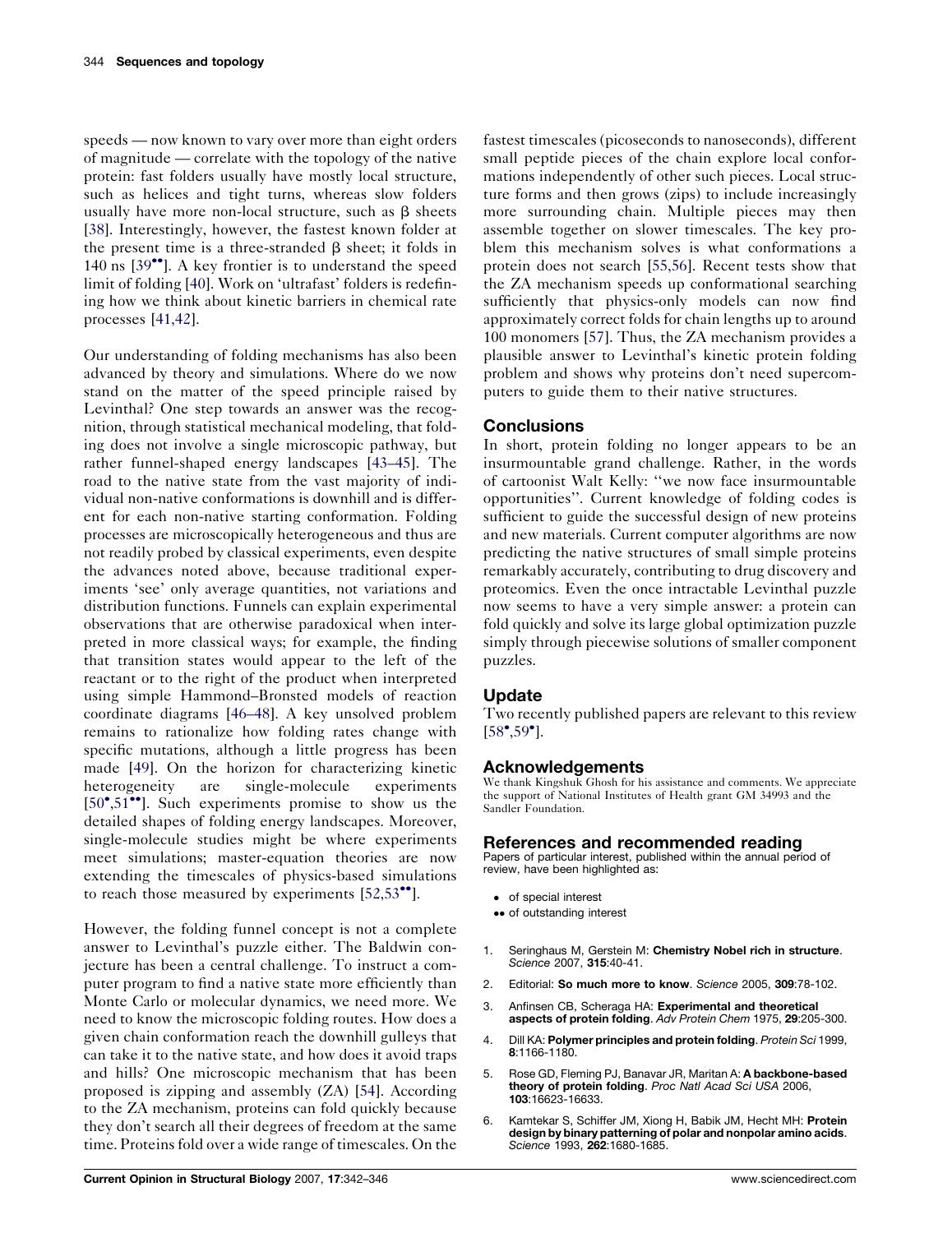speeds — now known to vary over more than eight orders of magnitude — correlate with the topology of the native protein: fast folders usually have mostly local structure, such as helices and tight turns, whereas slow folders usually have more non-local structure, such as β sheets [38]. Interestingly, however, the fastest known folder at the present time is a three-stranded β sheet; it folds in 140 ns [39••]. A key frontier is to understand the speed limit of folding [40]. Work on 'ultrafast' folders is redefining how we think about kinetic barriers in chemical rate processes [41,42].

Our understanding of folding mechanisms has also been advanced by theory and simulations. Where do we now stand on the matter of the speed principle raised by Levinthal? One step towards an answer was the recognition, through statistical mechanical modeling, that folding does not involve a single microscopic pathway, but rather funnel-shaped energy landscapes [43–45]. The road to the native state from the vast majority of individual non-native conformations is downhill and is different for each non-native starting conformation. Folding processes are microscopically heterogeneous and thus are not readily probed by classical experiments, even despite the advances noted above, because traditional experiments 'see' only average quantities, not variations and distribution functions. Funnels can explain experimental observations that are otherwise paradoxical when interpreted in more classical ways; for example, the finding that transition states would appear to the left of the reactant or to the right of the product when interpreted using simple Hammond–Bronsted models of reaction coordinate diagrams [46–48]. A key unsolved problem remains to rationalize how folding rates change with specific mutations, although a little progress has been made [49]. On the horizon for characterizing kinetic heterogeneity are single-molecule experiments [50•,51••]. Such experiments promise to show us the detailed shapes of folding energy landscapes. Moreover, single-molecule studies might be where experiments meet simulations; master-equation theories are now extending the timescales of physics-based simulations to reach those measured by experiments [52,53••].

However, the folding funnel concept is not a complete answer to Levinthal's puzzle either. The Baldwin conjecture has been a central challenge. To instruct a computer program to find a native state more efficiently than Monte Carlo or molecular dynamics, we need more. We need to know the microscopic folding routes. How does a given chain conformation reach the downhill gulleys that can take it to the native state, and how does it avoid traps and hills? One microscopic mechanism that has been proposed is zipping and assembly (ZA) [54]. According to the ZA mechanism, proteins can fold quickly because they don't search all their degrees of freedom at the same time. Proteins fold over a wide range of timescales. On the fastest timescales (picoseconds to nanoseconds), different small peptide pieces of the chain explore local conformations independently of other such pieces. Local structure forms and then grows (zips) to include increasingly more surrounding chain. Multiple pieces may then assemble together on slower timescales. The key problem this mechanism solves is what conformations a protein does not search [55,56]. Recent tests show that the ZA mechanism speeds up conformational searching sufficiently that physics-only models can now find approximately correct folds for chain lengths up to around 100 monomers [57]. Thus, the ZA mechanism provides a plausible answer to Levinthal's kinetic protein folding problem and shows why proteins don't need supercomputers to guide them to their native structures.

## Conclusions

In short, protein folding no longer appears to be an insurmountable grand challenge. Rather, in the words of cartoonist Walt Kelly: "we now face insurmountable opportunities". Current knowledge of folding codes is sufficient to guide the successful design of new proteins and new materials. Current computer algorithms are now predicting the native structures of small simple proteins remarkably accurately, contributing to drug discovery and proteomics. Even the once intractable Levinthal puzzle now seems to have a very simple answer: a protein can fold quickly and solve its large global optimization puzzle simply through piecewise solutions of smaller component puzzles.

## Update

Two recently published papers are relevant to this review [58•,59•].

## Acknowledgements

We thank Kingshuk Ghosh for his assistance and comments. We appreciate the support of National Institutes of Health grant GM 34993 and the Sandler Foundation.

## References and recommended reading

Papers of particular interest, published within the annual period of review, have been highlighted as:

- • of special interest
- •• of outstanding interest

1. Seringhaus M, Gerstein M: **Chemistry Nobel rich in structure**. *Science* 2007, **315**:40-41.
2. Editorial: **So much more to know**. *Science* 2005, **309**:78-102.
3. Anfinsen CB, Scheraga HA: **Experimental and theoretical aspects of protein folding**. *Adv Protein Chem* 1975, **29**:205-300.
4. Dill KA: **Polymer principles and protein folding**. *Protein Sci* 1999, **8**:1166-1180.
5. Rose GD, Fleming PJ, Banavar JR, Maritan A: **A backbone-based theory of protein folding**. *Proc Natl Acad Sci USA* 2006, **103**:16623-16633.
6. Kamtekar S, Schiffer JM, Xiong H, Babik JM, Hecht MH: **Protein design by binary patterning of polar and nonpolar amino acids**. *Science* 1993, **262**:1680-1685.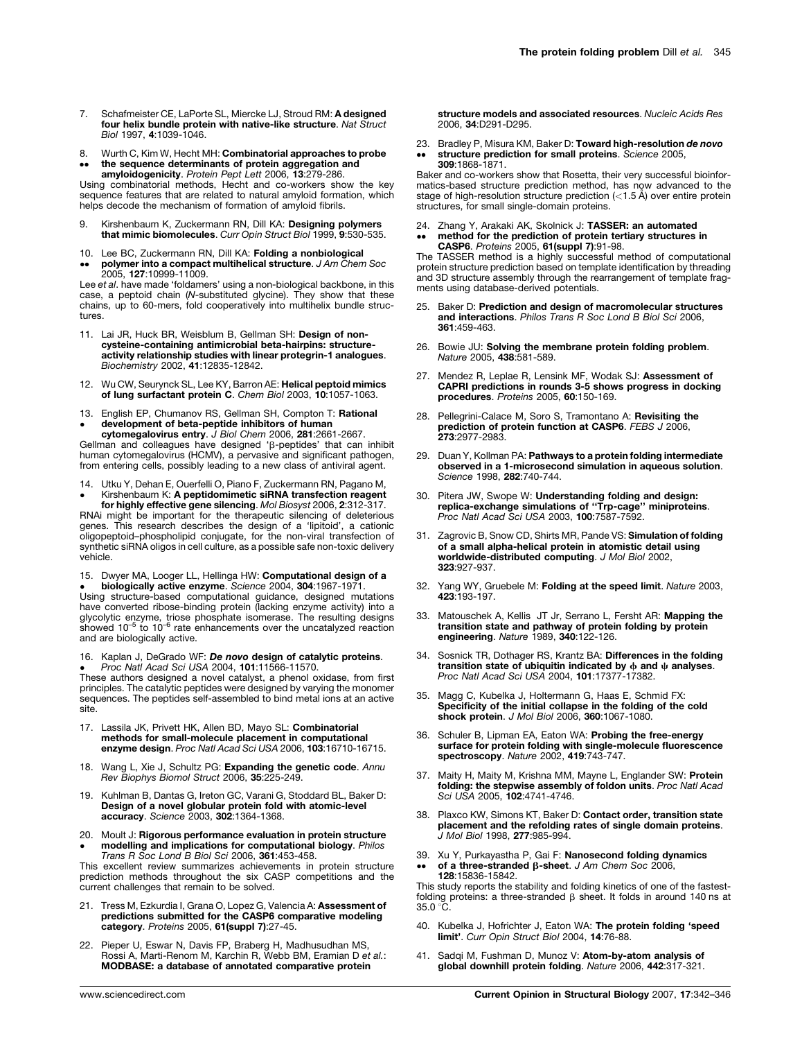7. Schafmeister CE, LaPorte SL, Miercke LJ, Stroud RM: **A designed four helix bundle protein with native-like structure**. *Nat Struct Biol* 1997, **4**:1039-1046.

8. •• Wurth C, Kim W, Hecht MH: **Combinatorial approaches to probe the sequence determinants of protein aggregation and amyloidogenicity**. *Protein Pept Lett* 2006, **13**:279-286.
Using combinatorial methods, Hecht and co-workers show the key sequence features that are related to natural amyloid formation, which helps decode the mechanism of formation of amyloid fibrils.

9. Kirshenbaum K, Zuckermann RN, Dill KA: **Designing polymers that mimic biomolecules**. *Curr Opin Struct Biol* 1999, **9**:530-535.

10. •• Lee BC, Zuckermann RN, Dill KA: **Folding a nonbiological polymer into a compact multihelical structure**. *J Am Chem Soc* 2005, **127**:10999-11009.
Lee *et al*. have made 'foldamers' using a non-biological backbone, in this case, a peptoid chain (*N*-substituted glycine). They show that these chains, up to 60-mers, fold cooperatively into multihelix bundle structures.

11. Lai JR, Huck BR, Weisblum B, Gellman SH: **Design of non-cysteine-containing antimicrobial beta-hairpins: structure-activity relationship studies with linear protegrin-1 analogues**. *Biochemistry* 2002, **41**:12835-12842.

12. Wu CW, Seurynck SL, Lee KY, Barron AE: **Helical peptoid mimics of lung surfactant protein C**. *Chem Biol* 2003, **10**:1057-1063.

13. • English EP, Chumanov RS, Gellman SH, Compton T: **Rational development of beta-peptide inhibitors of human cytomegalovirus entry**. *J Biol Chem* 2006, **281**:2661-2667.
Gellman and colleagues have designed 'β-peptides' that can inhibit human cytomegalovirus (HCMV), a pervasive and significant pathogen, from entering cells, possibly leading to a new class of antiviral agent.

14. • Utku Y, Dehan E, Ouerfelli O, Piano F, Zuckermann RN, Pagano M, Kirshenbaum K: **A peptidomimetic siRNA transfection reagent for highly effective gene silencing**. *Mol Biosyst* 2006, **2**:312-317.
RNAi might be important for the therapeutic silencing of deleterious genes. This research describes the design of a 'lipitoid', a cationic oligopeptoid–phospholipid conjugate, for the non-viral transfection of synthetic siRNA oligos in cell culture, as a possible safe non-toxic delivery vehicle.

15. • Dwyer MA, Looger LL, Hellinga HW: **Computational design of a biologically active enzyme**. *Science* 2004, **304**:1967-1971.
Using structure-based computational guidance, designed mutations have converted ribose-binding protein (lacking enzyme activity) into a glycolytic enzyme, triose phosphate isomerase. The resulting designs showed $10^{-5}$ to $10^{-6}$ rate enhancements over the uncatalyzed reaction and are biologically active.

16. • Kaplan J, DeGrado WF: ***De novo* design of catalytic proteins**. *Proc Natl Acad Sci USA* 2004, **101**:11566-11570.
These authors designed a novel catalyst, a phenol oxidase, from first principles. The catalytic peptides were designed by varying the monomer sequences. The peptides self-assembled to bind metal ions at an active site.

17. Lassila JK, Privett HK, Allen BD, Mayo SL: **Combinatorial methods for small-molecule placement in computational enzyme design**. *Proc Natl Acad Sci USA* 2006, **103**:16710-16715.

18. Wang L, Xie J, Schultz PG: **Expanding the genetic code**. *Annu Rev Biophys Biomol Struct* 2006, **35**:225-249.

19. Kuhlman B, Dantas G, Ireton GC, Varani G, Stoddard BL, Baker D: **Design of a novel globular protein fold with atomic-level accuracy**. *Science* 2003, **302**:1364-1368.

20. • Moult J: **Rigorous performance evaluation in protein structure modelling and implications for computational biology**. *Philos Trans R Soc Lond B Biol Sci* 2006, **361**:453-458.
This excellent review summarizes achievements in protein structure prediction methods throughout the six CASP competitions and the current challenges that remain to be solved.

21. Tress M, Ezkurdia I, Grana O, Lopez G, Valencia A: **Assessment of predictions submitted for the CASP6 comparative modeling category**. *Proteins* 2005, **61(suppl 7)**:27-45.

22. Pieper U, Eswar N, Davis FP, Braberg H, Madhusudhan MS, Rossi A, Marti-Renom M, Karchin R, Webb BM, Eramian D *et al.*: **MODBASE: a database of annotated comparative protein structure models and associated resources**. *Nucleic Acids Res* 2006, **34**:D291-D295.

23. •• Bradley P, Misura KM, Baker D: **Toward high-resolution *de novo* structure prediction for small proteins**. *Science* 2005, **309**:1868-1871.
Baker and co-workers show that Rosetta, their very successful bioinformatics-based structure prediction method, has now advanced to the stage of high-resolution structure prediction (<1.5 Å) over entire protein structures, for small single-domain proteins.

24. •• Zhang Y, Arakaki AK, Skolnick J: **TASSER: an automated method for the prediction of protein tertiary structures in CASP6**. *Proteins* 2005, **61(suppl 7)**:91-98.
The TASSER method is a highly successful method of computational protein structure prediction based on template identification by threading and 3D structure assembly through the rearrangement of template fragments using database-derived potentials.

25. Baker D: **Prediction and design of macromolecular structures and interactions**. *Philos Trans R Soc Lond B Biol Sci* 2006, **361**:459-463.

26. Bowie JU: **Solving the membrane protein folding problem**. *Nature* 2005, **438**:581-589.

27. Mendez R, Leplae R, Lensink MF, Wodak SJ: **Assessment of CAPRI predictions in rounds 3-5 shows progress in docking procedures**. *Proteins* 2005, **60**:150-169.

28. Pellegrini-Calace M, Soro S, Tramontano A: **Revisiting the prediction of protein function at CASP6**. *FEBS J* 2006, **273**:2977-2983.

29. Duan Y, Kollman PA: **Pathways to a protein folding intermediate observed in a 1-microsecond simulation in aqueous solution**. *Science* 1998, **282**:740-744.

30. Pitera JW, Swope W: **Understanding folding and design: replica-exchange simulations of "Trp-cage" miniproteins**. *Proc Natl Acad Sci USA* 2003, **100**:7587-7592.

31. Zagrovic B, Snow CD, Shirts MR, Pande VS: **Simulation of folding of a small alpha-helical protein in atomistic detail using worldwide-distributed computing**. *J Mol Biol* 2002, **323**:927-937.

32. Yang WY, Gruebele M: **Folding at the speed limit**. *Nature* 2003, **423**:193-197.

33. Matouschek A, Kellis JT Jr, Serrano L, Fersht AR: **Mapping the transition state and pathway of protein folding by protein engineering**. *Nature* 1989, **340**:122-126.

34. Sosnick TR, Dothager RS, Krantz BA: **Differences in the folding transition state of ubiquitin indicated by φ and ψ analyses**. *Proc Natl Acad Sci USA* 2004, **101**:17377-17382.

35. Magg C, Kubelka J, Holtermann G, Haas E, Schmid FX: **Specificity of the initial collapse in the folding of the cold shock protein**. *J Mol Biol* 2006, **360**:1067-1080.

36. Schuler B, Lipman EA, Eaton WA: **Probing the free-energy surface for protein folding with single-molecule fluorescence spectroscopy**. *Nature* 2002, **419**:743-747.

37. Maity H, Maity M, Krishna MM, Mayne L, Englander SW: **Protein folding: the stepwise assembly of foldon units**. *Proc Natl Acad Sci USA* 2005, **102**:4741-4746.

38. Plaxco KW, Simons KT, Baker D: **Contact order, transition state placement and the refolding rates of single domain proteins**. *J Mol Biol* 1998, **277**:985-994.

39. •• Xu Y, Purkayastha P, Gai F: **Nanosecond folding dynamics of a three-stranded β-sheet**. *J Am Chem Soc* 2006, **128**:15836-15842.
This study reports the stability and folding kinetics of one of the fastest-folding proteins: a three-stranded β sheet. It folds in around 140 ns at 35.0 °C.

40. Kubelka J, Hofrichter J, Eaton WA: **The protein folding 'speed limit'**. *Curr Opin Struct Biol* 2004, **14**:76-88.

41. Sadqi M, Fushman D, Munoz V: **Atom-by-atom analysis of global downhill protein folding**. *Nature* 2006, **442**:317-321.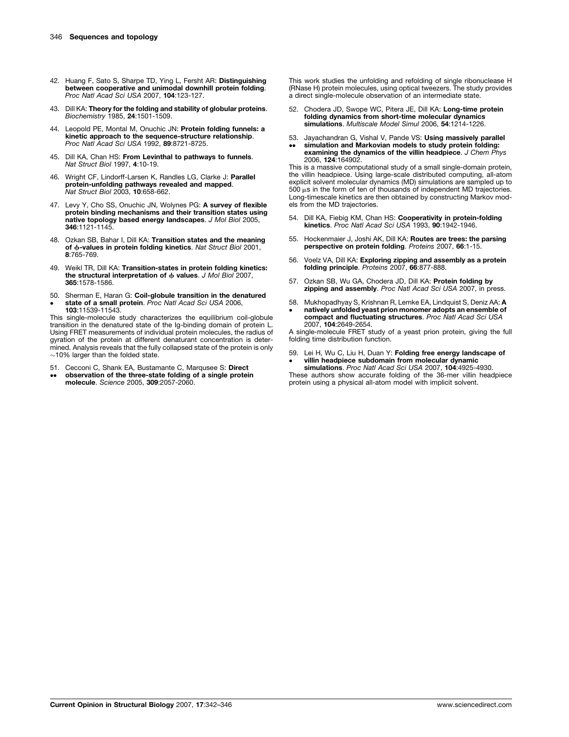42. Huang F, Sato S, Sharpe TD, Ying L, Fersht AR: **Distinguishing between cooperative and unimodal downhill protein folding**. *Proc Natl Acad Sci USA* 2007, **104**:123-127.

43. Dill KA: **Theory for the folding and stability of globular proteins**. *Biochemistry* 1985, **24**:1501-1509.

44. Leopold PE, Montal M, Onuchic JN: **Protein folding funnels: a kinetic approach to the sequence-structure relationship**. *Proc Natl Acad Sci USA* 1992, **89**:8721-8725.

45. Dill KA, Chan HS: **From Levinthal to pathways to funnels**. *Nat Struct Biol* 1997, **4**:10-19.

46. Wright CF, Lindorff-Larsen K, Randles LG, Clarke J: **Parallel protein-unfolding pathways revealed and mapped**. *Nat Struct Biol* 2003, **10**:658-662.

47. Levy Y, Cho SS, Onuchic JN, Wolynes PG: **A survey of flexible protein binding mechanisms and their transition states using native topology based energy landscapes**. *J Mol Biol* 2005, **346**:1121-1145.

48. Ozkan SB, Bahar I, Dill KA: **Transition states and the meaning of ϕ-values in protein folding kinetics**. *Nat Struct Biol* 2001, **8**:765-769.

49. Weikl TR, Dill KA: **Transition-states in protein folding kinetics: the structural interpretation of ϕ values**. *J Mol Biol* 2007, **365**:1578-1586.

50. • Sherman E, Haran G: **Coil-globule transition in the denatured state of a small protein**. *Proc Natl Acad Sci USA* 2006, **103**:11539-11543.

This single-molecule study characterizes the equilibrium coil-globule transition in the denatured state of the Ig-binding domain of protein L. Using FRET measurements of individual protein molecules, the radius of gyration of the protein at different denaturant concentration is determined. Analysis reveals that the fully collapsed state of the protein is only ~10% larger than the folded state.

51. •• Cecconi C, Shank EA, Bustamante C, Marqusee S: **Direct observation of the three-state folding of a single protein molecule**. *Science* 2005, **309**:2057-2060.

This work studies the unfolding and refolding of single ribonuclease H (RNase H) protein molecules, using optical tweezers. The study provides a direct single-molecule observation of an intermediate state.

52. Chodera JD, Swope WC, Pitera JE, Dill KA: **Long-time protein folding dynamics from short-time molecular dynamics simulations**. *Multiscale Model Simul* 2006, **54**:1214-1226.

53. •• Jayachandran G, Vishal V, Pande VS: **Using massively parallel simulation and Markovian models to study protein folding: examining the dynamics of the villin headpiece**. *J Chem Phys* 2006, **124**:164902.

This is a massive computational study of a small single-domain protein, the villin headpiece. Using large-scale distributed computing, all-atom explicit solvent molecular dynamics (MD) simulations are sampled up to 500 μs in the form of ten of thousands of independent MD trajectories. Long-timescale kinetics are then obtained by constructing Markov models from the MD trajectories.

54. Dill KA, Fiebig KM, Chan HS: **Cooperativity in protein-folding kinetics**. *Proc Natl Acad Sci USA* 1993, **90**:1942-1946.

55. Hockenmaier J, Joshi AK, Dill KA: **Routes are trees: the parsing perspective on protein folding**. *Proteins* 2007, **66**:1-15.

56. Voelz VA, Dill KA: **Exploring zipping and assembly as a protein folding principle**. *Proteins* 2007, **66**:877-888.

57. Ozkan SB, Wu GA, Chodera JD, Dill KA: **Protein folding by zipping and assembly**. *Proc Natl Acad Sci USA* 2007, in press.

58. • Mukhopadhyay S, Krishnan R, Lemke EA, Lindquist S, Deniz AA: **A natively unfolded yeast prion monomer adopts an ensemble of compact and fluctuating structures**. *Proc Natl Acad Sci USA* 2007, **104**:2649-2654.

A single-molecule FRET study of a yeast prion protein, giving the full folding time distribution function.

59. • Lei H, Wu C, Liu H, Duan Y: **Folding free energy landscape of villin headpiece subdomain from molecular dynamic simulations**. *Proc Natl Acad Sci USA* 2007, **104**:4925-4930.

These authors show accurate folding of the 36-mer villin headpiece protein using a physical all-atom model with implicit solvent.